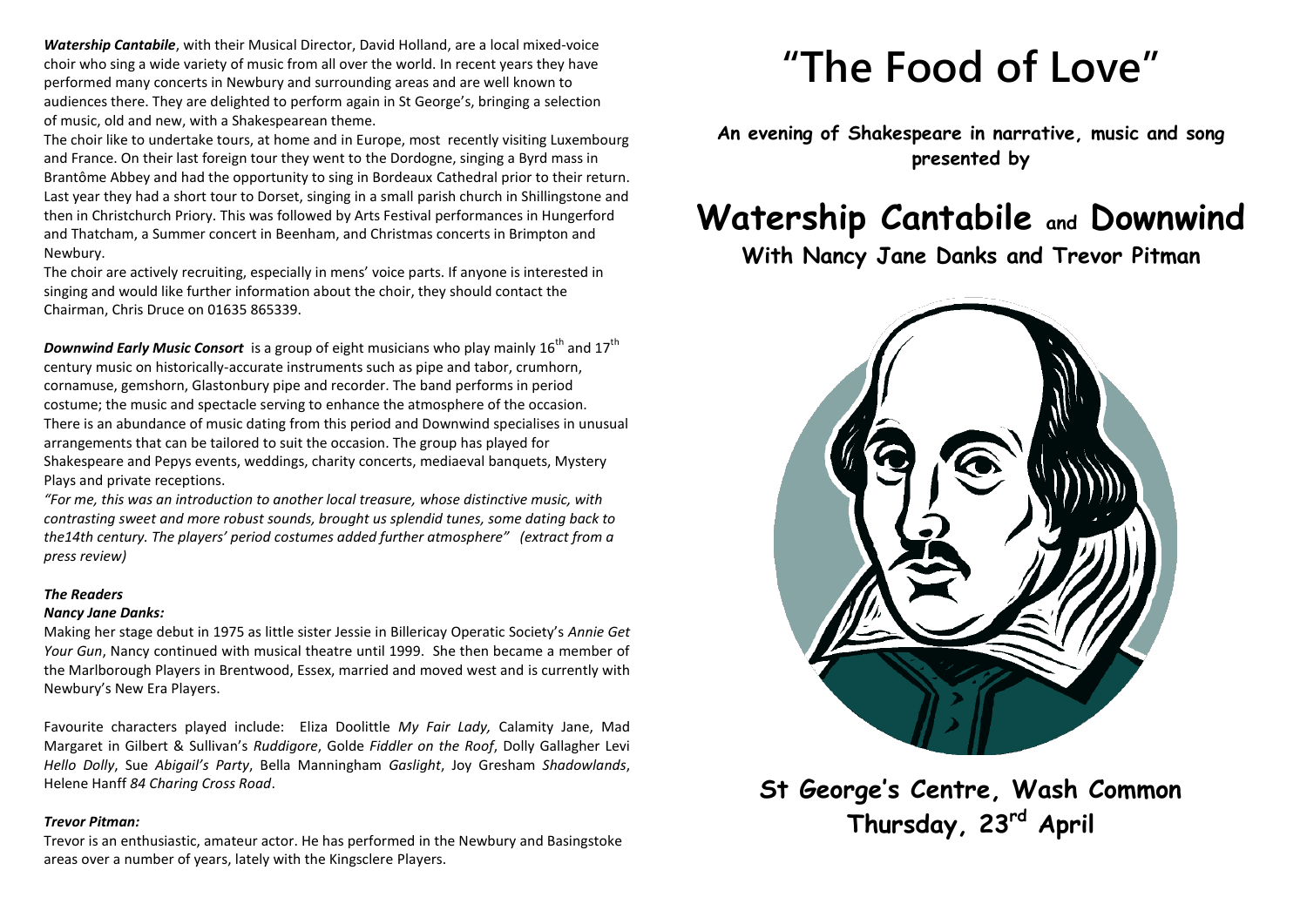***Watership Cantabile***, with their Musical Director, David Holland, are a local mixed-voice choir who sing a wide variety of music from all over the world. In recent years they have performed many concerts in Newbury and surrounding areas and are well known to audiences there. They are delighted to perform again in St George's, bringing a selection of music, old and new, with a Shakespearean theme.

The choir like to undertake tours, at home and in Europe, most recently visiting Luxembourg and France. On their last foreign tour they went to the Dordogne, singing a Byrd mass in Brantôme Abbey and had the opportunity to sing in Bordeaux Cathedral prior to their return. Last year they had a short tour to Dorset, singing in a small parish church in Shillingstone and then in Christchurch Priory. This was followed by Arts Festival performances in Hungerford and Thatcham, a Summer concert in Beenham, and Christmas concerts in Brimpton and Newbury.

The choir are actively recruiting, especially in mens' voice parts. If anyone is interested in singing and would like further information about the choir, they should contact the Chairman, Chris Druce on 01635 865339.

***Downwind Early Music Consort*** is a group of eight musicians who play mainly 16th and 17th century music on historically-accurate instruments such as pipe and tabor, crumhorn, cornamuse, gemshorn, Glastonbury pipe and recorder. The band performs in period costume; the music and spectacle serving to enhance the atmosphere of the occasion. There is an abundance of music dating from this period and Downwind specialises in unusual arrangements that can be tailored to suit the occasion. The group has played for Shakespeare and Pepys events, weddings, charity concerts, mediaeval banquets, Mystery Plays and private receptions.

*"For me, this was an introduction to another local treasure, whose distinctive music, with contrasting sweet and more robust sounds, brought us splendid tunes, some dating back to the14th century. The players' period costumes added further atmosphere" (extract from a press review)*

***The Readers***

***Nancy Jane Danks:***

Making her stage debut in 1975 as little sister Jessie in Billericay Operatic Society's *Annie Get Your Gun*, Nancy continued with musical theatre until 1999. She then became a member of the Marlborough Players in Brentwood, Essex, married and moved west and is currently with Newbury's New Era Players.

Favourite characters played include: Eliza Doolittle *My Fair Lady,* Calamity Jane, Mad Margaret in Gilbert & Sullivan's *Ruddigore*, Golde *Fiddler on the Roof*, Dolly Gallagher Levi *Hello Dolly*, Sue *Abigail's Party*, Bella Manningham *Gaslight*, Joy Gresham *Shadowlands*, Helene Hanff *84 Charing Cross Road*.

***Trevor Pitman:***

Trevor is an enthusiastic, amateur actor. He has performed in the Newbury and Basingstoke areas over a number of years, lately with the Kingsclere Players.

# "The Food of Love"

**An evening of Shakespeare in narrative, music and song presented by**

# Watership Cantabile and Downwind

## With Nancy Jane Danks and Trevor Pitman

## St George's Centre, Wash Common
## Thursday, 23rd April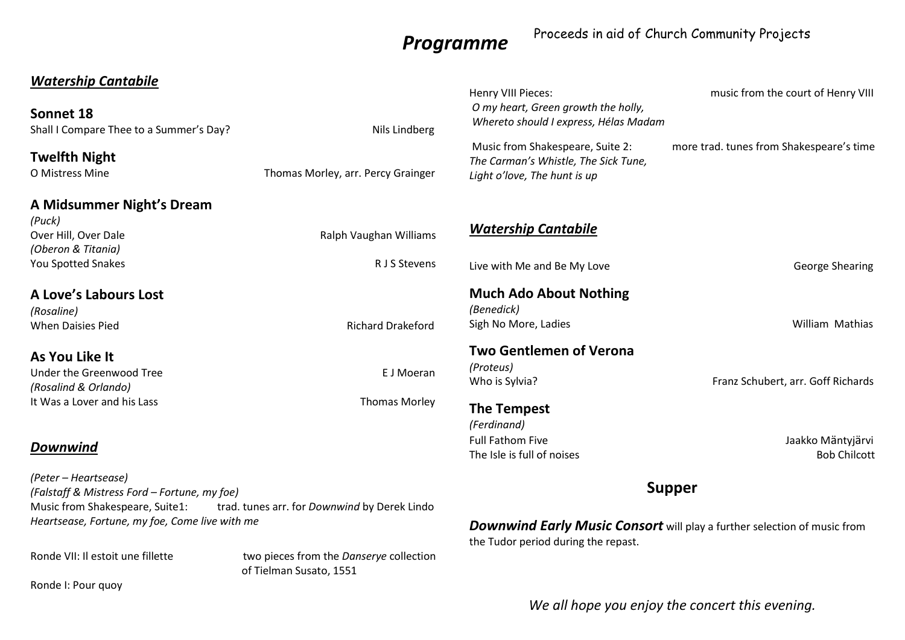# *Programme*

Proceeds in aid of Church Community Projects

## ***Watership Cantabile***

### Sonnet 18

Shall I Compare Thee to a Summer's Day? — Nils Lindberg

### Twelfth Night

O Mistress Mine — Thomas Morley, arr. Percy Grainger

### A Midsummer Night's Dream

*(Puck)*
Over Hill, Over Dale — Ralph Vaughan Williams
*(Oberon & Titania)*
You Spotted Snakes — R J S Stevens

### A Love's Labours Lost

*(Rosaline)*
When Daisies Pied — Richard Drakeford

### As You Like It

Under the Greenwood Tree — E J Moeran
*(Rosalind & Orlando)*
It Was a Lover and his Lass — Thomas Morley

## ***Downwind***

*(Peter – Heartsease)*
*(Falstaff & Mistress Ford – Fortune, my foe)*
Music from Shakespeare, Suite1: trad. tunes arr. for *Downwind* by Derek Lindo
*Heartsease, Fortune, my foe, Come live with me*

Ronde VII: Il estoit une fillette — two pieces from the *Danserye* collection of Tielman Susato, 1551

Ronde I: Pour quoy

Henry VIII Pieces: music from the court of Henry VIII
*O my heart, Green growth the holly,*
*Whereto should I express, Hélas Madam*

Music from Shakespeare, Suite 2: more trad. tunes from Shakespeare's time
*The Carman's Whistle, The Sick Tune,*
*Light o'love, The hunt is up*

## ***Watership Cantabile***

Live with Me and Be My Love — George Shearing

### Much Ado About Nothing

*(Benedick)*
Sigh No More, Ladies — William Mathias

### Two Gentlemen of Verona

*(Proteus)*
Who is Sylvia? — Franz Schubert, arr. Goff Richards

### The Tempest

*(Ferdinand)*
Full Fathom Five — Jaakko Mäntyjärvi
The Isle is full of noises — Bob Chilcott

## Supper

***Downwind Early Music Consort*** will play a further selection of music from the Tudor period during the repast.

*We all hope you enjoy the concert this evening.*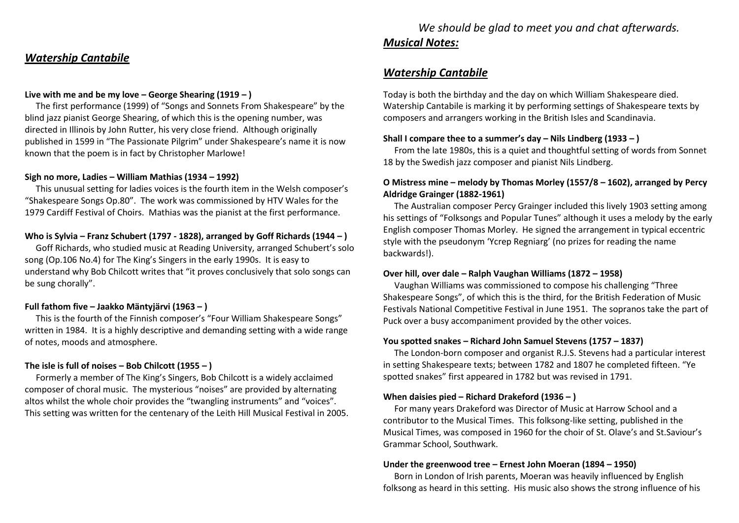## *Watership Cantabile*

**Live with me and be my love – George Shearing (1919 – )**

The first performance (1999) of "Songs and Sonnets From Shakespeare" by the blind jazz pianist George Shearing, of which this is the opening number, was directed in Illinois by John Rutter, his very close friend. Although originally published in 1599 in "The Passionate Pilgrim" under Shakespeare's name it is now known that the poem is in fact by Christopher Marlowe!

**Sigh no more, Ladies – William Mathias (1934 – 1992)**

This unusual setting for ladies voices is the fourth item in the Welsh composer's "Shakespeare Songs Op.80". The work was commissioned by HTV Wales for the 1979 Cardiff Festival of Choirs. Mathias was the pianist at the first performance.

**Who is Sylvia – Franz Schubert (1797 - 1828), arranged by Goff Richards (1944 – )**

Goff Richards, who studied music at Reading University, arranged Schubert's solo song (Op.106 No.4) for The King's Singers in the early 1990s. It is easy to understand why Bob Chilcott writes that "it proves conclusively that solo songs can be sung chorally".

**Full fathom five – Jaakko Mäntyjärvi (1963 – )**

This is the fourth of the Finnish composer's "Four William Shakespeare Songs" written in 1984. It is a highly descriptive and demanding setting with a wide range of notes, moods and atmosphere.

**The isle is full of noises – Bob Chilcott (1955 – )**

Formerly a member of The King's Singers, Bob Chilcott is a widely acclaimed composer of choral music. The mysterious "noises" are provided by alternating altos whilst the whole choir provides the "twangling instruments" and "voices". This setting was written for the centenary of the Leith Hill Musical Festival in 2005.

*We should be glad to meet you and chat afterwards.*

## *Musical Notes:*

## *Watership Cantabile*

Today is both the birthday and the day on which William Shakespeare died. Watership Cantabile is marking it by performing settings of Shakespeare texts by composers and arrangers working in the British Isles and Scandinavia.

**Shall I compare thee to a summer's day – Nils Lindberg (1933 – )**

From the late 1980s, this is a quiet and thoughtful setting of words from Sonnet 18 by the Swedish jazz composer and pianist Nils Lindberg.

**O Mistress mine – melody by Thomas Morley (1557/8 – 1602), arranged by Percy Aldridge Grainger (1882-1961)**

The Australian composer Percy Grainger included this lively 1903 setting among his settings of "Folksongs and Popular Tunes" although it uses a melody by the early English composer Thomas Morley. He signed the arrangement in typical eccentric style with the pseudonym 'Ycrep Regniarg' (no prizes for reading the name backwards!).

**Over hill, over dale – Ralph Vaughan Williams (1872 – 1958)**

Vaughan Williams was commissioned to compose his challenging "Three Shakespeare Songs", of which this is the third, for the British Federation of Music Festivals National Competitive Festival in June 1951. The sopranos take the part of Puck over a busy accompaniment provided by the other voices.

**You spotted snakes – Richard John Samuel Stevens (1757 – 1837)**

The London-born composer and organist R.J.S. Stevens had a particular interest in setting Shakespeare texts; between 1782 and 1807 he completed fifteen. "Ye spotted snakes" first appeared in 1782 but was revised in 1791.

**When daisies pied – Richard Drakeford (1936 – )**

For many years Drakeford was Director of Music at Harrow School and a contributor to the Musical Times. This folksong-like setting, published in the Musical Times, was composed in 1960 for the choir of St. Olave's and St.Saviour's Grammar School, Southwark.

**Under the greenwood tree – Ernest John Moeran (1894 – 1950)**

Born in London of Irish parents, Moeran was heavily influenced by English folksong as heard in this setting. His music also shows the strong influence of his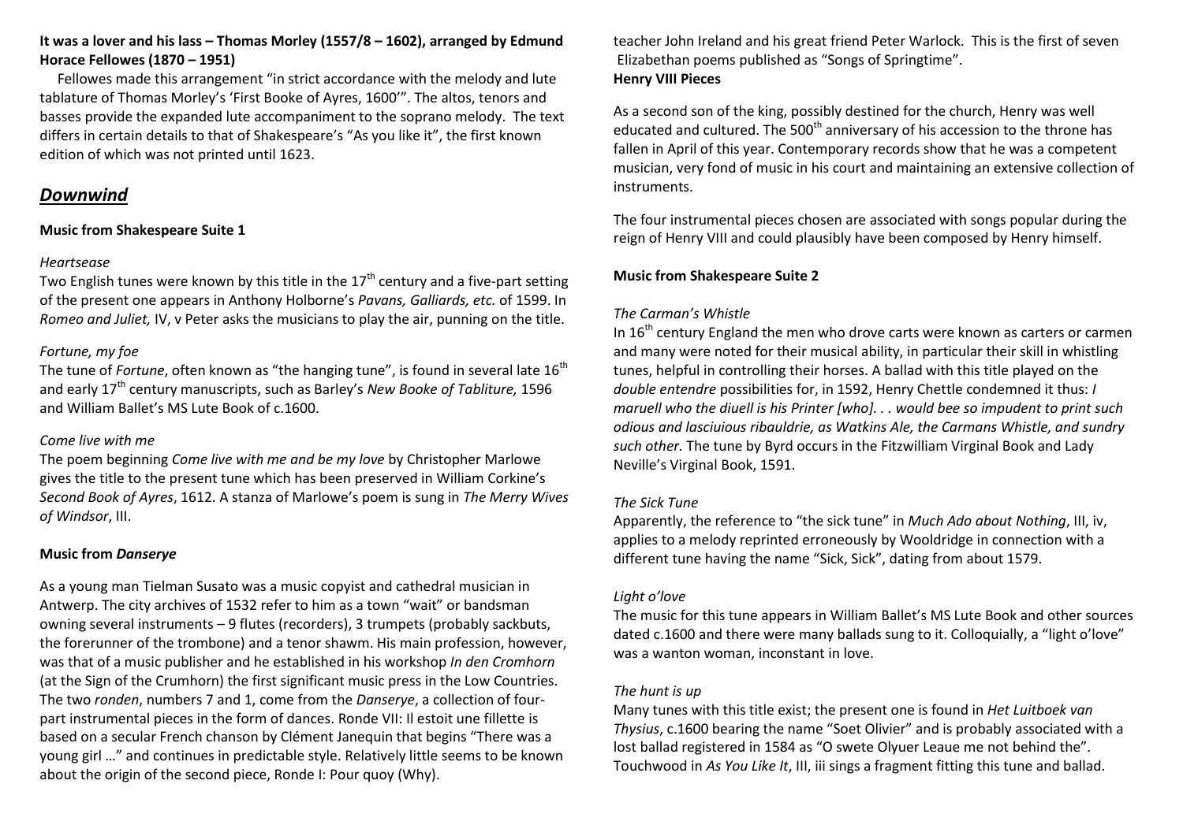**It was a lover and his lass – Thomas Morley (1557/8 – 1602), arranged by Edmund Horace Fellowes (1870 – 1951)**

Fellowes made this arrangement "in strict accordance with the melody and lute tablature of Thomas Morley's 'First Booke of Ayres, 1600'". The altos, tenors and basses provide the expanded lute accompaniment to the soprano melody. The text differs in certain details to that of Shakespeare's "As you like it", the first known edition of which was not printed until 1623.

## *Downwind*

### Music from Shakespeare Suite 1

*Heartsease*

Two English tunes were known by this title in the 17th century and a five-part setting of the present one appears in Anthony Holborne's *Pavans, Galliards, etc.* of 1599. In *Romeo and Juliet,* IV, v Peter asks the musicians to play the air, punning on the title.

*Fortune, my foe*

The tune of *Fortune*, often known as "the hanging tune", is found in several late 16th and early 17th century manuscripts, such as Barley's *New Booke of Tabliture,* 1596 and William Ballet's MS Lute Book of c.1600.

*Come live with me*

The poem beginning *Come live with me and be my love* by Christopher Marlowe gives the title to the present tune which has been preserved in William Corkine's *Second Book of Ayres*, 1612. A stanza of Marlowe's poem is sung in *The Merry Wives of Windsor*, III.

### Music from *Danserye*

As a young man Tielman Susato was a music copyist and cathedral musician in Antwerp. The city archives of 1532 refer to him as a town "wait" or bandsman owning several instruments – 9 flutes (recorders), 3 trumpets (probably sackbuts, the forerunner of the trombone) and a tenor shawm. His main profession, however, was that of a music publisher and he established in his workshop *In den Cromhorn* (at the Sign of the Crumhorn) the first significant music press in the Low Countries. The two *ronden*, numbers 7 and 1, come from the *Danserye*, a collection of four-part instrumental pieces in the form of dances. Ronde VII: Il estoit une fillette is based on a secular French chanson by Clément Janequin that begins "There was a young girl …" and continues in predictable style. Relatively little seems to be known about the origin of the second piece, Ronde I: Pour quoy (Why).

teacher John Ireland and his great friend Peter Warlock. This is the first of seven Elizabethan poems published as "Songs of Springtime".

### Henry VIII Pieces

As a second son of the king, possibly destined for the church, Henry was well educated and cultured. The 500th anniversary of his accession to the throne has fallen in April of this year. Contemporary records show that he was a competent musician, very fond of music in his court and maintaining an extensive collection of instruments.

The four instrumental pieces chosen are associated with songs popular during the reign of Henry VIII and could plausibly have been composed by Henry himself.

### Music from Shakespeare Suite 2

*The Carman's Whistle*

In 16th century England the men who drove carts were known as carters or carmen and many were noted for their musical ability, in particular their skill in whistling tunes, helpful in controlling their horses. A ballad with this title played on the *double entendre* possibilities for, in 1592, Henry Chettle condemned it thus: *I maruell who the diuell is his Printer [who]. . . would bee so impudent to print such odious and lasciuious ribauldrie, as Watkins Ale, the Carmans Whistle, and sundry such other.* The tune by Byrd occurs in the Fitzwilliam Virginal Book and Lady Neville's Virginal Book, 1591.

*The Sick Tune*

Apparently, the reference to "the sick tune" in *Much Ado about Nothing*, III, iv, applies to a melody reprinted erroneously by Wooldridge in connection with a different tune having the name "Sick, Sick", dating from about 1579.

*Light o'love*

The music for this tune appears in William Ballet's MS Lute Book and other sources dated c.1600 and there were many ballads sung to it. Colloquially, a "light o'love" was a wanton woman, inconstant in love.

*The hunt is up*

Many tunes with this title exist; the present one is found in *Het Luitboek van Thysius*, c.1600 bearing the name "Soet Olivier" and is probably associated with a lost ballad registered in 1584 as "O swete Olyuer Leaue me not behind the". Touchwood in *As You Like It*, III, iii sings a fragment fitting this tune and ballad.